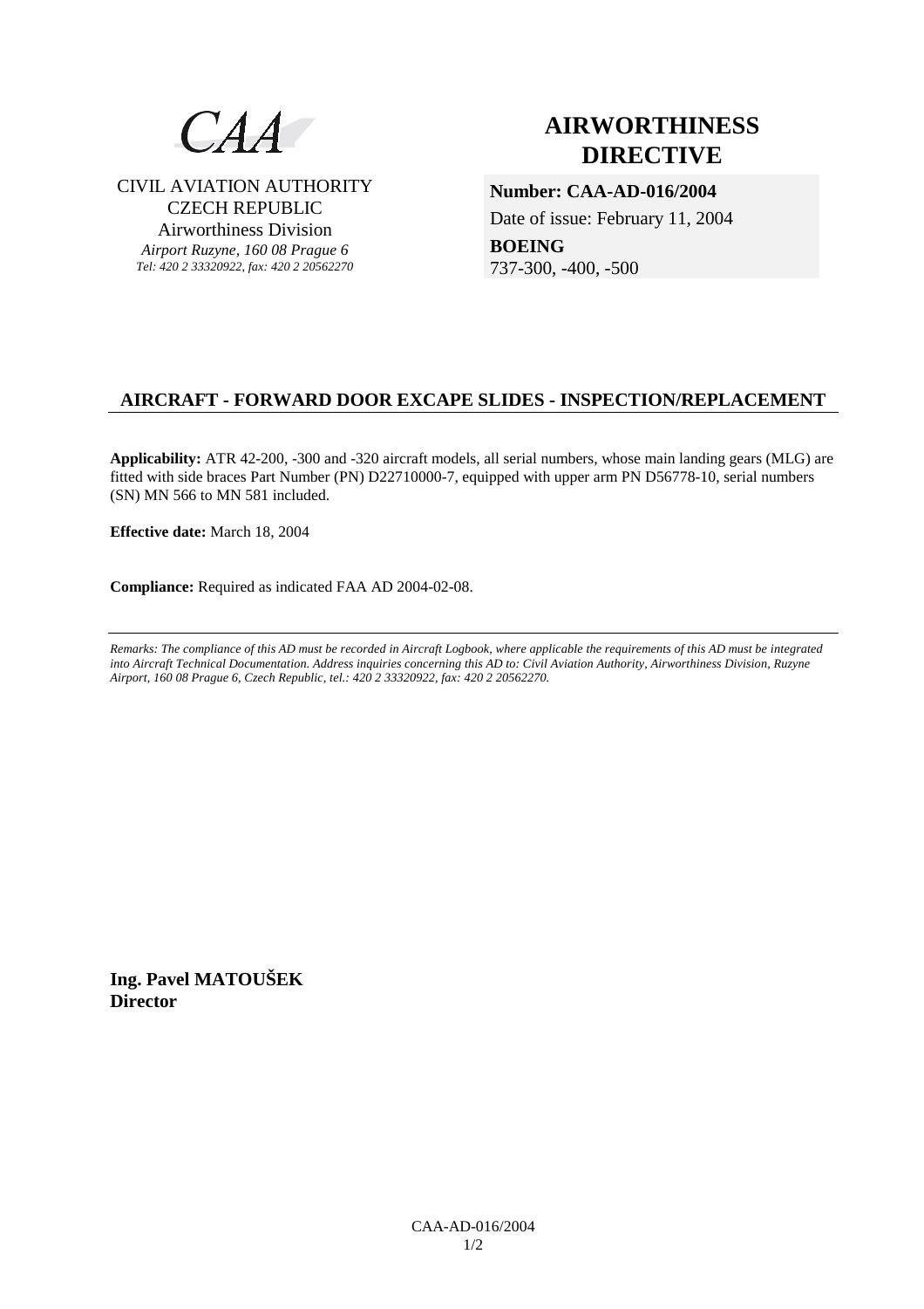CAA

CIVIL AVIATION AUTHORITY
CZECH REPUBLIC
Airworthiness Division
*Airport Ruzyne, 160 08 Prague 6*
*Tel: 420 2 33320922, fax: 420 2 20562270*

# AIRWORTHINESS DIRECTIVE

**Number: CAA-AD-016/2004**

Date of issue: February 11, 2004

**BOEING**
737-300, -400, -500

## AIRCRAFT - FORWARD DOOR EXCAPE SLIDES - INSPECTION/REPLACEMENT

**Applicability:** ATR 42-200, -300 and -320 aircraft models, all serial numbers, whose main landing gears (MLG) are fitted with side braces Part Number (PN) D22710000-7, equipped with upper arm PN D56778-10, serial numbers (SN) MN 566 to MN 581 included.

**Effective date:** March 18, 2004

**Compliance:** Required as indicated FAA AD 2004-02-08.

---

*Remarks: The compliance of this AD must be recorded in Aircraft Logbook, where applicable the requirements of this AD must be integrated into Aircraft Technical Documentation. Address inquiries concerning this AD to: Civil Aviation Authority, Airworthiness Division, Ruzyne Airport, 160 08 Prague 6, Czech Republic, tel.: 420 2 33320922, fax: 420 2 20562270.*

**Ing. Pavel MATOUŠEK**
**Director**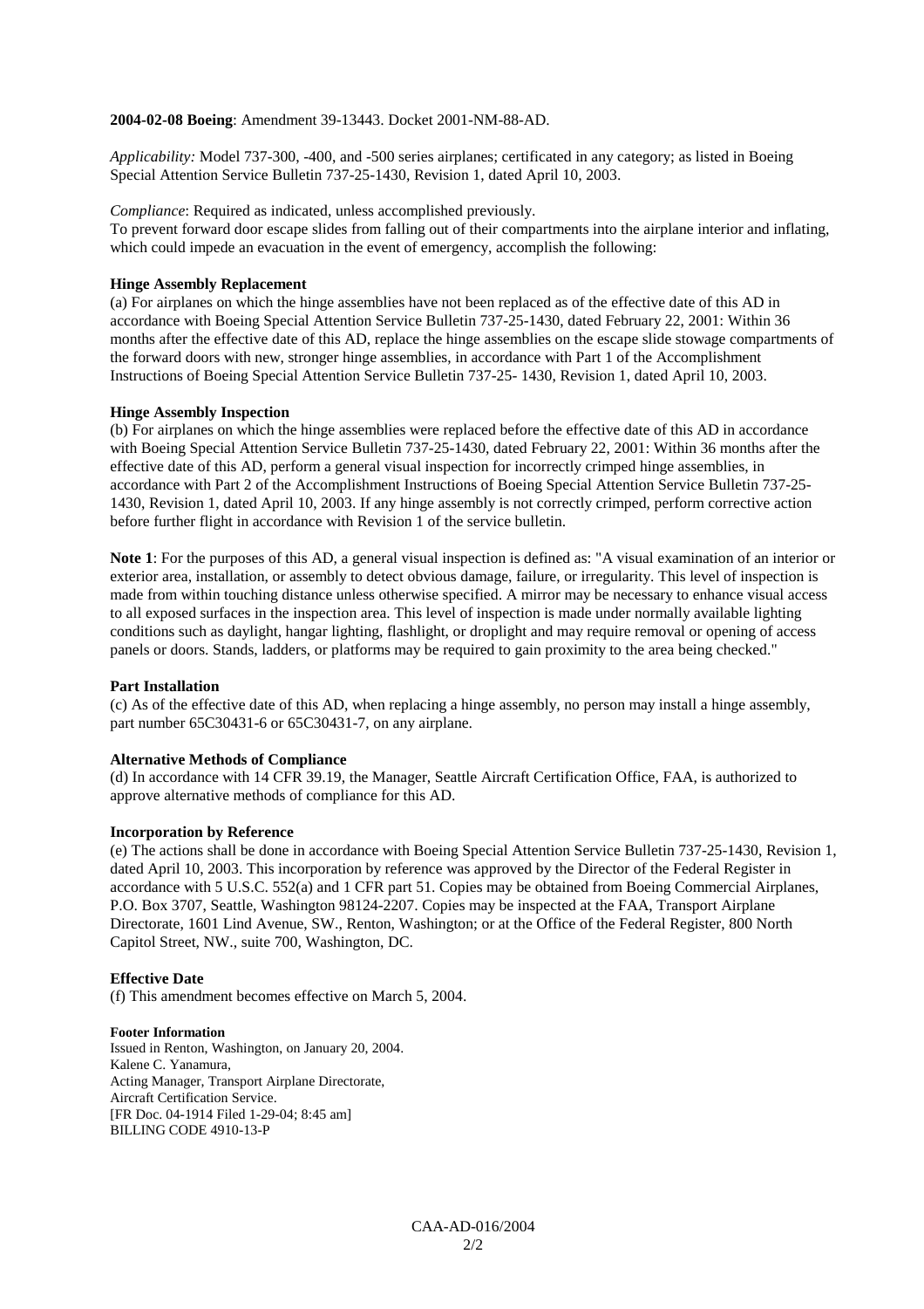**2004-02-08 Boeing**: Amendment 39-13443. Docket 2001-NM-88-AD.

*Applicability:* Model 737-300, -400, and -500 series airplanes; certificated in any category; as listed in Boeing Special Attention Service Bulletin 737-25-1430, Revision 1, dated April 10, 2003.

*Compliance*: Required as indicated, unless accomplished previously.
To prevent forward door escape slides from falling out of their compartments into the airplane interior and inflating, which could impede an evacuation in the event of emergency, accomplish the following:

**Hinge Assembly Replacement**

(a) For airplanes on which the hinge assemblies have not been replaced as of the effective date of this AD in accordance with Boeing Special Attention Service Bulletin 737-25-1430, dated February 22, 2001: Within 36 months after the effective date of this AD, replace the hinge assemblies on the escape slide stowage compartments of the forward doors with new, stronger hinge assemblies, in accordance with Part 1 of the Accomplishment Instructions of Boeing Special Attention Service Bulletin 737-25- 1430, Revision 1, dated April 10, 2003.

**Hinge Assembly Inspection**

(b) For airplanes on which the hinge assemblies were replaced before the effective date of this AD in accordance with Boeing Special Attention Service Bulletin 737-25-1430, dated February 22, 2001: Within 36 months after the effective date of this AD, perform a general visual inspection for incorrectly crimped hinge assemblies, in accordance with Part 2 of the Accomplishment Instructions of Boeing Special Attention Service Bulletin 737-25-1430, Revision 1, dated April 10, 2003. If any hinge assembly is not correctly crimped, perform corrective action before further flight in accordance with Revision 1 of the service bulletin.

**Note 1**: For the purposes of this AD, a general visual inspection is defined as: "A visual examination of an interior or exterior area, installation, or assembly to detect obvious damage, failure, or irregularity. This level of inspection is made from within touching distance unless otherwise specified. A mirror may be necessary to enhance visual access to all exposed surfaces in the inspection area. This level of inspection is made under normally available lighting conditions such as daylight, hangar lighting, flashlight, or droplight and may require removal or opening of access panels or doors. Stands, ladders, or platforms may be required to gain proximity to the area being checked."

**Part Installation**

(c) As of the effective date of this AD, when replacing a hinge assembly, no person may install a hinge assembly, part number 65C30431-6 or 65C30431-7, on any airplane.

**Alternative Methods of Compliance**

(d) In accordance with 14 CFR 39.19, the Manager, Seattle Aircraft Certification Office, FAA, is authorized to approve alternative methods of compliance for this AD.

**Incorporation by Reference**

(e) The actions shall be done in accordance with Boeing Special Attention Service Bulletin 737-25-1430, Revision 1, dated April 10, 2003. This incorporation by reference was approved by the Director of the Federal Register in accordance with 5 U.S.C. 552(a) and 1 CFR part 51. Copies may be obtained from Boeing Commercial Airplanes, P.O. Box 3707, Seattle, Washington 98124-2207. Copies may be inspected at the FAA, Transport Airplane Directorate, 1601 Lind Avenue, SW., Renton, Washington; or at the Office of the Federal Register, 800 North Capitol Street, NW., suite 700, Washington, DC.

**Effective Date**

(f) This amendment becomes effective on March 5, 2004.

**Footer Information**

Issued in Renton, Washington, on January 20, 2004.
Kalene C. Yanamura,
Acting Manager, Transport Airplane Directorate,
Aircraft Certification Service.
[FR Doc. 04-1914 Filed 1-29-04; 8:45 am]
BILLING CODE 4910-13-P

CAA-AD-016/2004